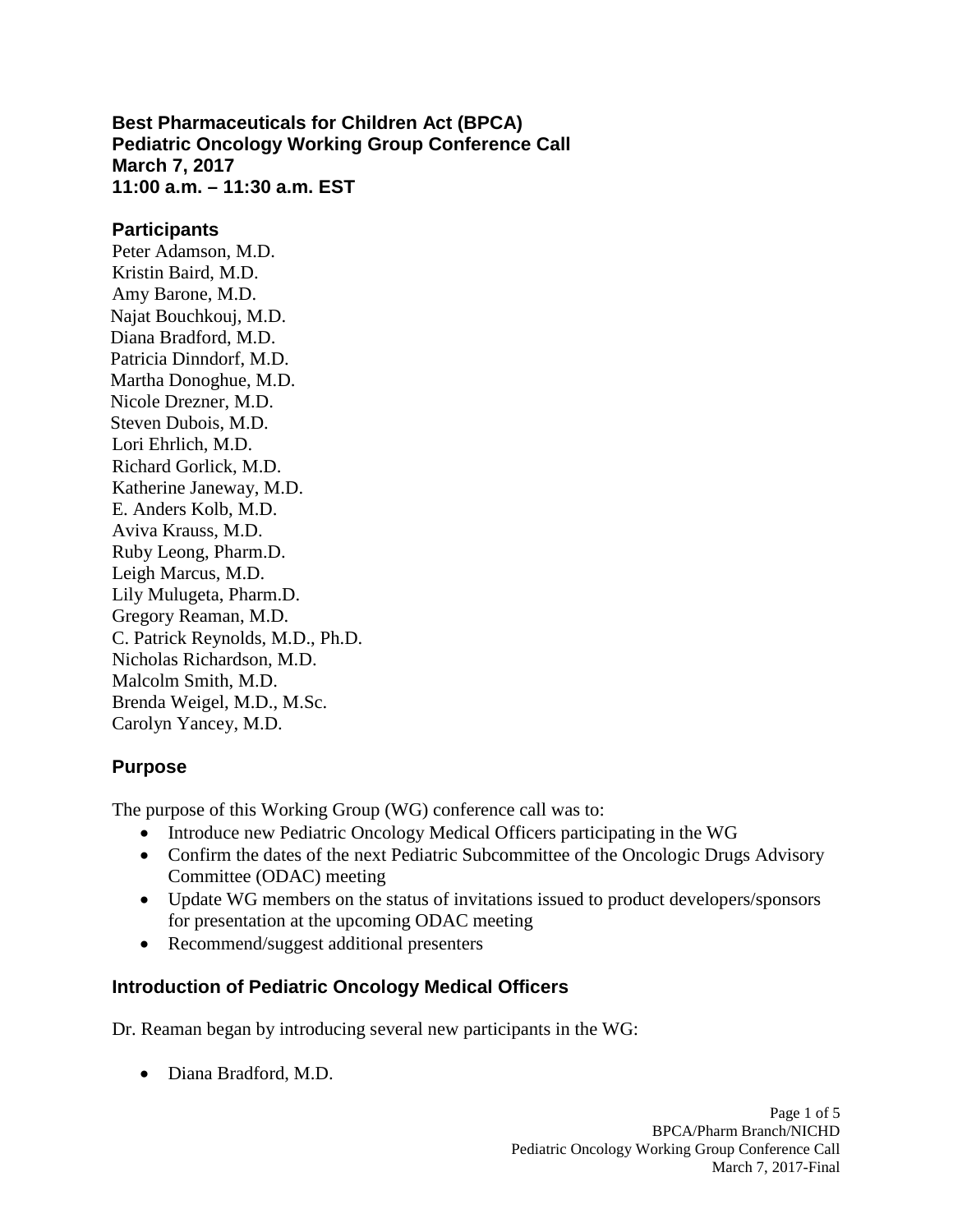# Best Pharmaceuticals for Children Act (BPCA)
# Pediatric Oncology Working Group Conference Call
# March 7, 2017
# 11:00 a.m. – 11:30 a.m. EST

## Participants

Peter Adamson, M.D.
Kristin Baird, M.D.
Amy Barone, M.D.
Najat Bouchkouj, M.D.
Diana Bradford, M.D.
Patricia Dinndorf, M.D.
Martha Donoghue, M.D.
Nicole Drezner, M.D.
Steven Dubois, M.D.
Lori Ehrlich, M.D.
Richard Gorlick, M.D.
Katherine Janeway, M.D.
E. Anders Kolb, M.D.
Aviva Krauss, M.D.
Ruby Leong, Pharm.D.
Leigh Marcus, M.D.
Lily Mulugeta, Pharm.D.
Gregory Reaman, M.D.
C. Patrick Reynolds, M.D., Ph.D.
Nicholas Richardson, M.D.
Malcolm Smith, M.D.
Brenda Weigel, M.D., M.Sc.
Carolyn Yancey, M.D.

## Purpose

The purpose of this Working Group (WG) conference call was to:

- Introduce new Pediatric Oncology Medical Officers participating in the WG
- Confirm the dates of the next Pediatric Subcommittee of the Oncologic Drugs Advisory Committee (ODAC) meeting
- Update WG members on the status of invitations issued to product developers/sponsors for presentation at the upcoming ODAC meeting
- Recommend/suggest additional presenters

## Introduction of Pediatric Oncology Medical Officers

Dr. Reaman began by introducing several new participants in the WG:

- Diana Bradford, M.D.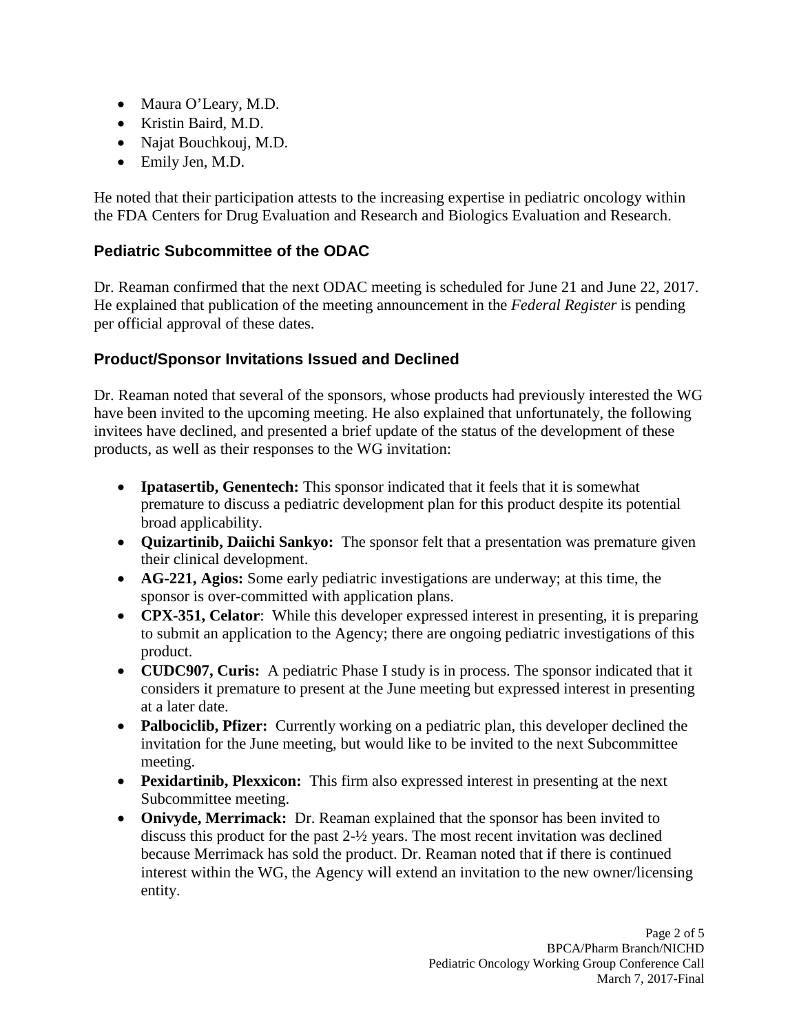- Maura O'Leary, M.D.
- Kristin Baird, M.D.
- Najat Bouchkouj, M.D.
- Emily Jen, M.D.

He noted that their participation attests to the increasing expertise in pediatric oncology within the FDA Centers for Drug Evaluation and Research and Biologics Evaluation and Research.

## Pediatric Subcommittee of the ODAC

Dr. Reaman confirmed that the next ODAC meeting is scheduled for June 21 and June 22, 2017. He explained that publication of the meeting announcement in the *Federal Register* is pending per official approval of these dates.

## Product/Sponsor Invitations Issued and Declined

Dr. Reaman noted that several of the sponsors, whose products had previously interested the WG have been invited to the upcoming meeting. He also explained that unfortunately, the following invitees have declined, and presented a brief update of the status of the development of these products, as well as their responses to the WG invitation:

- **Ipatasertib, Genentech:** This sponsor indicated that it feels that it is somewhat premature to discuss a pediatric development plan for this product despite its potential broad applicability.
- **Quizartinib, Daiichi Sankyo:** The sponsor felt that a presentation was premature given their clinical development.
- **AG-221, Agios:** Some early pediatric investigations are underway; at this time, the sponsor is over-committed with application plans.
- **CPX-351, Celator**: While this developer expressed interest in presenting, it is preparing to submit an application to the Agency; there are ongoing pediatric investigations of this product.
- **CUDC907, Curis:** A pediatric Phase I study is in process. The sponsor indicated that it considers it premature to present at the June meeting but expressed interest in presenting at a later date.
- **Palbociclib, Pfizer:** Currently working on a pediatric plan, this developer declined the invitation for the June meeting, but would like to be invited to the next Subcommittee meeting.
- **Pexidartinib, Plexxicon:** This firm also expressed interest in presenting at the next Subcommittee meeting.
- **Onivyde, Merrimack:** Dr. Reaman explained that the sponsor has been invited to discuss this product for the past 2-½ years. The most recent invitation was declined because Merrimack has sold the product. Dr. Reaman noted that if there is continued interest within the WG, the Agency will extend an invitation to the new owner/licensing entity.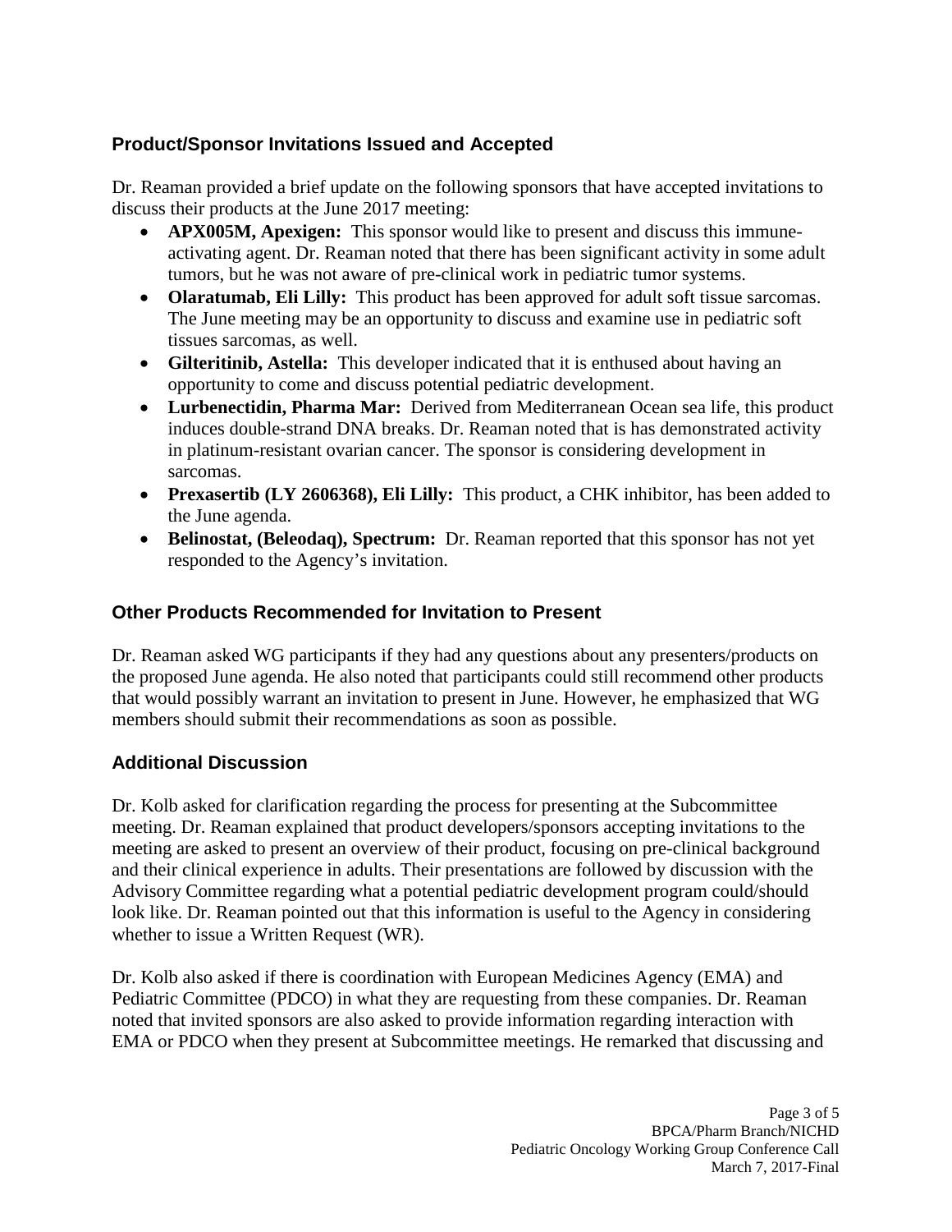## Product/Sponsor Invitations Issued and Accepted

Dr. Reaman provided a brief update on the following sponsors that have accepted invitations to discuss their products at the June 2017 meeting:

- **APX005M, Apexigen:** This sponsor would like to present and discuss this immune-activating agent. Dr. Reaman noted that there has been significant activity in some adult tumors, but he was not aware of pre-clinical work in pediatric tumor systems.
- **Olaratumab, Eli Lilly:** This product has been approved for adult soft tissue sarcomas. The June meeting may be an opportunity to discuss and examine use in pediatric soft tissues sarcomas, as well.
- **Gilteritinib, Astella:** This developer indicated that it is enthused about having an opportunity to come and discuss potential pediatric development.
- **Lurbenectidin, Pharma Mar:** Derived from Mediterranean Ocean sea life, this product induces double-strand DNA breaks. Dr. Reaman noted that is has demonstrated activity in platinum-resistant ovarian cancer. The sponsor is considering development in sarcomas.
- **Prexasertib (LY 2606368), Eli Lilly:** This product, a CHK inhibitor, has been added to the June agenda.
- **Belinostat, (Beleodaq), Spectrum:** Dr. Reaman reported that this sponsor has not yet responded to the Agency's invitation.

## Other Products Recommended for Invitation to Present

Dr. Reaman asked WG participants if they had any questions about any presenters/products on the proposed June agenda. He also noted that participants could still recommend other products that would possibly warrant an invitation to present in June. However, he emphasized that WG members should submit their recommendations as soon as possible.

## Additional Discussion

Dr. Kolb asked for clarification regarding the process for presenting at the Subcommittee meeting. Dr. Reaman explained that product developers/sponsors accepting invitations to the meeting are asked to present an overview of their product, focusing on pre-clinical background and their clinical experience in adults. Their presentations are followed by discussion with the Advisory Committee regarding what a potential pediatric development program could/should look like. Dr. Reaman pointed out that this information is useful to the Agency in considering whether to issue a Written Request (WR).

Dr. Kolb also asked if there is coordination with European Medicines Agency (EMA) and Pediatric Committee (PDCO) in what they are requesting from these companies. Dr. Reaman noted that invited sponsors are also asked to provide information regarding interaction with EMA or PDCO when they present at Subcommittee meetings. He remarked that discussing and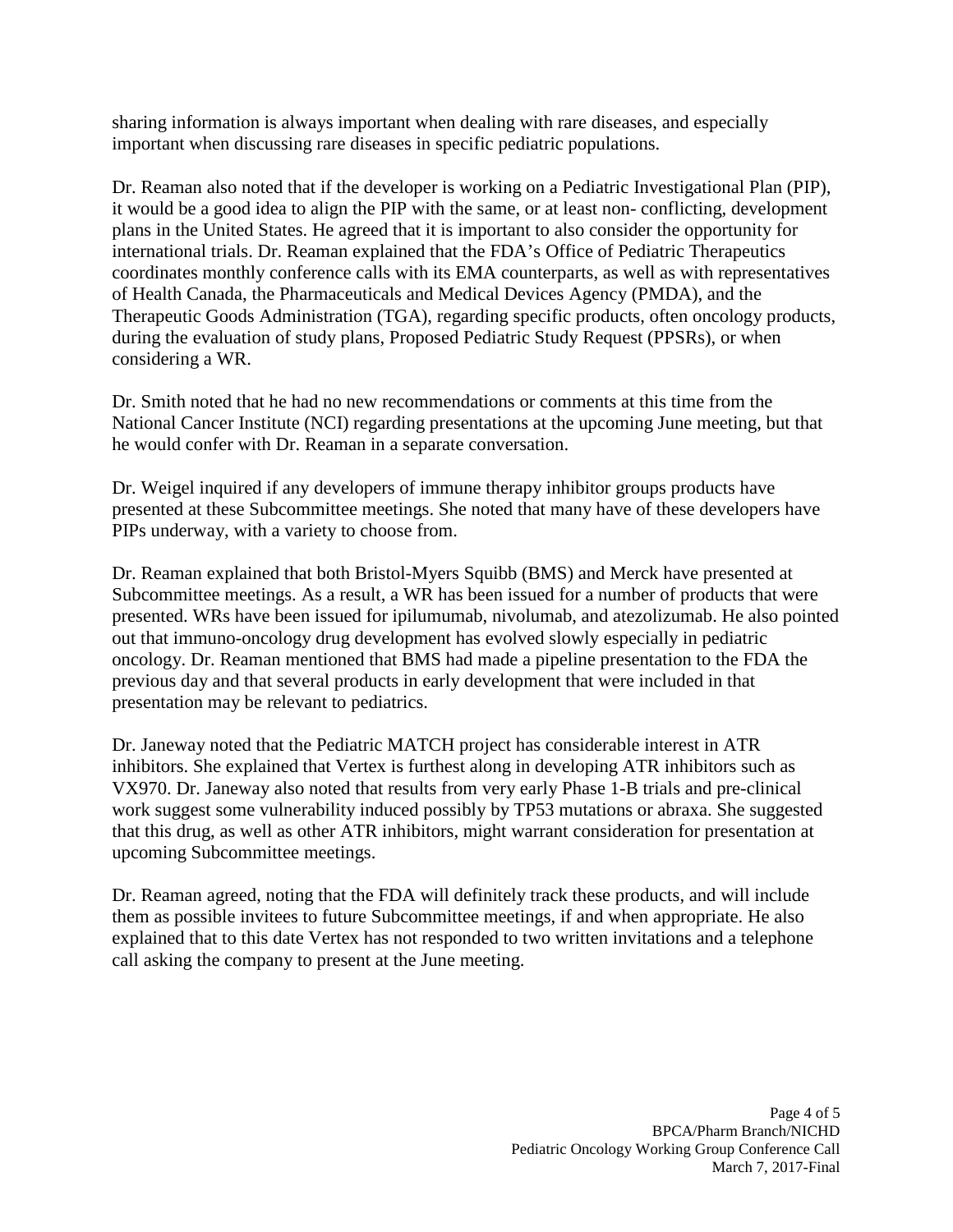sharing information is always important when dealing with rare diseases, and especially important when discussing rare diseases in specific pediatric populations.

Dr. Reaman also noted that if the developer is working on a Pediatric Investigational Plan (PIP), it would be a good idea to align the PIP with the same, or at least non- conflicting, development plans in the United States. He agreed that it is important to also consider the opportunity for international trials. Dr. Reaman explained that the FDA's Office of Pediatric Therapeutics coordinates monthly conference calls with its EMA counterparts, as well as with representatives of Health Canada, the Pharmaceuticals and Medical Devices Agency (PMDA), and the Therapeutic Goods Administration (TGA), regarding specific products, often oncology products, during the evaluation of study plans, Proposed Pediatric Study Request (PPSRs), or when considering a WR.

Dr. Smith noted that he had no new recommendations or comments at this time from the National Cancer Institute (NCI) regarding presentations at the upcoming June meeting, but that he would confer with Dr. Reaman in a separate conversation.

Dr. Weigel inquired if any developers of immune therapy inhibitor groups products have presented at these Subcommittee meetings. She noted that many have of these developers have PIPs underway, with a variety to choose from.

Dr. Reaman explained that both Bristol-Myers Squibb (BMS) and Merck have presented at Subcommittee meetings. As a result, a WR has been issued for a number of products that were presented. WRs have been issued for ipilumumab, nivolumab, and atezolizumab. He also pointed out that immuno-oncology drug development has evolved slowly especially in pediatric oncology. Dr. Reaman mentioned that BMS had made a pipeline presentation to the FDA the previous day and that several products in early development that were included in that presentation may be relevant to pediatrics.

Dr. Janeway noted that the Pediatric MATCH project has considerable interest in ATR inhibitors. She explained that Vertex is furthest along in developing ATR inhibitors such as VX970. Dr. Janeway also noted that results from very early Phase 1-B trials and pre-clinical work suggest some vulnerability induced possibly by TP53 mutations or abraxa. She suggested that this drug, as well as other ATR inhibitors, might warrant consideration for presentation at upcoming Subcommittee meetings.

Dr. Reaman agreed, noting that the FDA will definitely track these products, and will include them as possible invitees to future Subcommittee meetings, if and when appropriate. He also explained that to this date Vertex has not responded to two written invitations and a telephone call asking the company to present at the June meeting.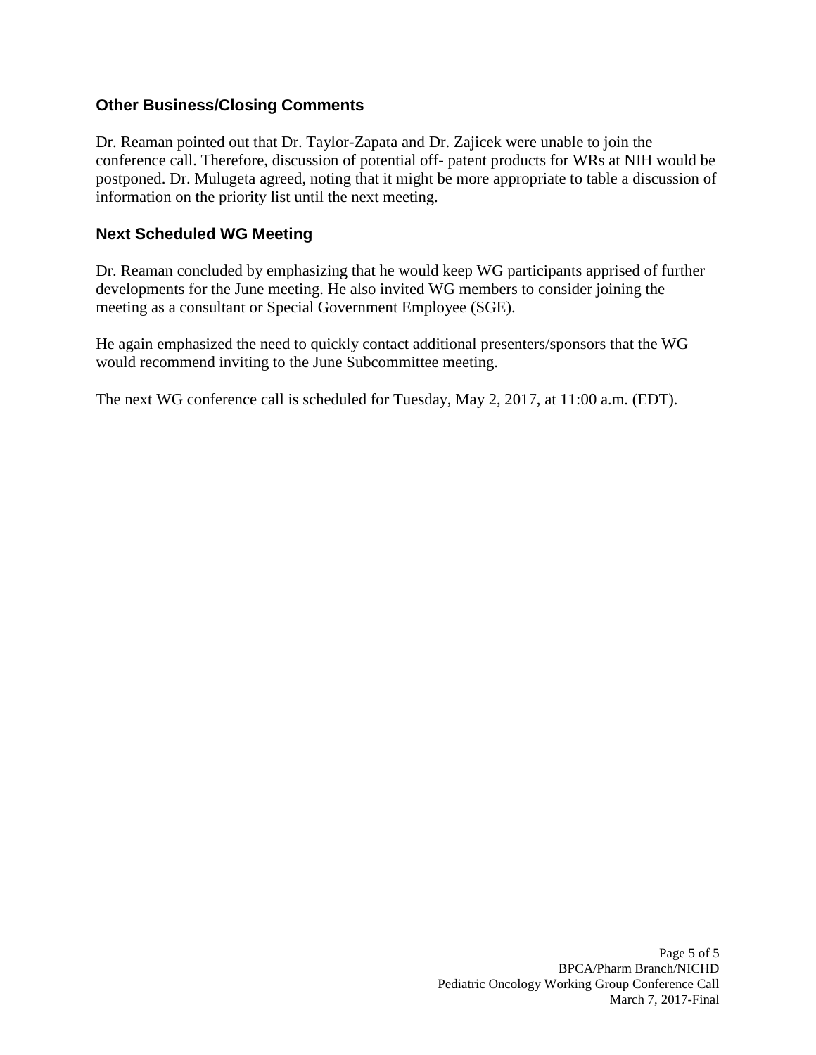## Other Business/Closing Comments

Dr. Reaman pointed out that Dr. Taylor-Zapata and Dr. Zajicek were unable to join the conference call. Therefore, discussion of potential off- patent products for WRs at NIH would be postponed. Dr. Mulugeta agreed, noting that it might be more appropriate to table a discussion of information on the priority list until the next meeting.

## Next Scheduled WG Meeting

Dr. Reaman concluded by emphasizing that he would keep WG participants apprised of further developments for the June meeting. He also invited WG members to consider joining the meeting as a consultant or Special Government Employee (SGE).

He again emphasized the need to quickly contact additional presenters/sponsors that the WG would recommend inviting to the June Subcommittee meeting.

The next WG conference call is scheduled for Tuesday, May 2, 2017, at 11:00 a.m. (EDT).